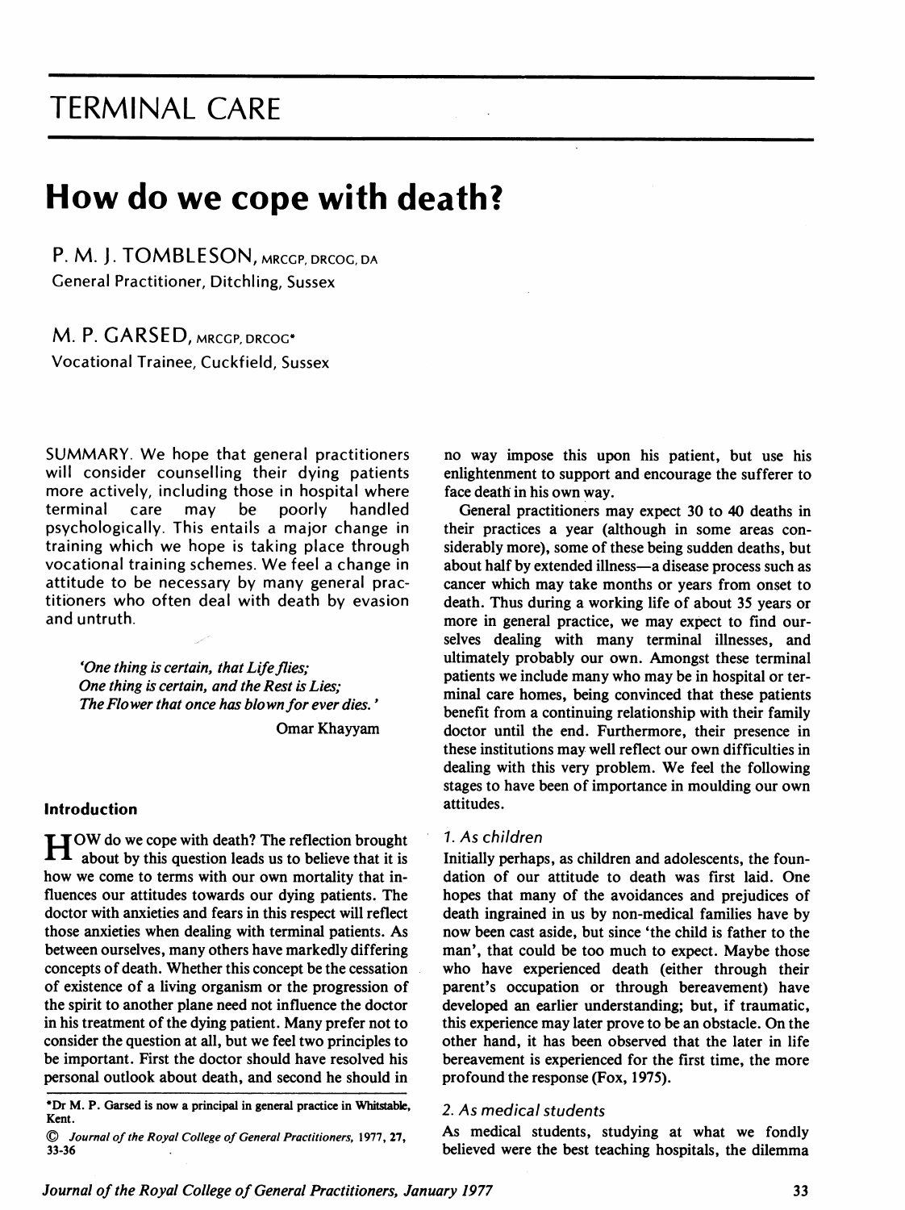# TERMINAL CARE

# How do we cope with death?

P. M. J. TOMBLESON, MRCGP, DRCOG, DA
General Practitioner, Ditchling, Sussex

M. P. GARSED, MRCGP, DRCOG*
Vocational Trainee, Cuckfield, Sussex

SUMMARY. We hope that general practitioners will consider counselling their dying patients more actively, including those in hospital where terminal care may be poorly handled psychologically. This entails a major change in training which we hope is taking place through vocational training schemes. We feel a change in attitude to be necessary by many general practitioners who often deal with death by evasion and untruth.

> *'One thing is certain, that Life flies;*
> *One thing is certain, and the Rest is Lies;*
> *The Flower that once has blown for ever dies.'*
>
> Omar Khayyam

## Introduction

HOW do we cope with death? The reflection brought about by this question leads us to believe that it is how we come to terms with our own mortality that influences our attitudes towards our dying patients. The doctor with anxieties and fears in this respect will reflect those anxieties when dealing with terminal patients. As between ourselves, many others have markedly differing concepts of death. Whether this concept be the cessation of existence of a living organism or the progression of the spirit to another plane need not influence the doctor in his treatment of the dying patient. Many prefer not to consider the question at all, but we feel two principles to be important. First the doctor should have resolved his personal outlook about death, and second he should in no way impose this upon his patient, but use his enlightenment to support and encourage the sufferer to face death in his own way.

General practitioners may expect 30 to 40 deaths in their practices a year (although in some areas considerably more), some of these being sudden deaths, but about half by extended illness—a disease process such as cancer which may take months or years from onset to death. Thus during a working life of about 35 years or more in general practice, we may expect to find ourselves dealing with many terminal illnesses, and ultimately probably our own. Amongst these terminal patients we include many who may be in hospital or terminal care homes, being convinced that these patients benefit from a continuing relationship with their family doctor until the end. Furthermore, their presence in these institutions may well reflect our own difficulties in dealing with this very problem. We feel the following stages to have been of importance in moulding our own attitudes.

### 1. As children

Initially perhaps, as children and adolescents, the foundation of our attitude to death was first laid. One hopes that many of the avoidances and prejudices of death ingrained in us by non-medical families have by now been cast aside, but since 'the child is father to the man', that could be too much to expect. Maybe those who have experienced death (either through their parent's occupation or through bereavement) have developed an earlier understanding; but, if traumatic, this experience may later prove to be an obstacle. On the other hand, it has been observed that the later in life bereavement is experienced for the first time, the more profound the response (Fox, 1975).

### 2. As medical students

As medical students, studying at what we fondly believed were the best teaching hospitals, the dilemma

*Dr M. P. Garsed is now a principal in general practice in Whitstable, Kent.

© Journal of the Royal College of General Practitioners, 1977, 27, 33-36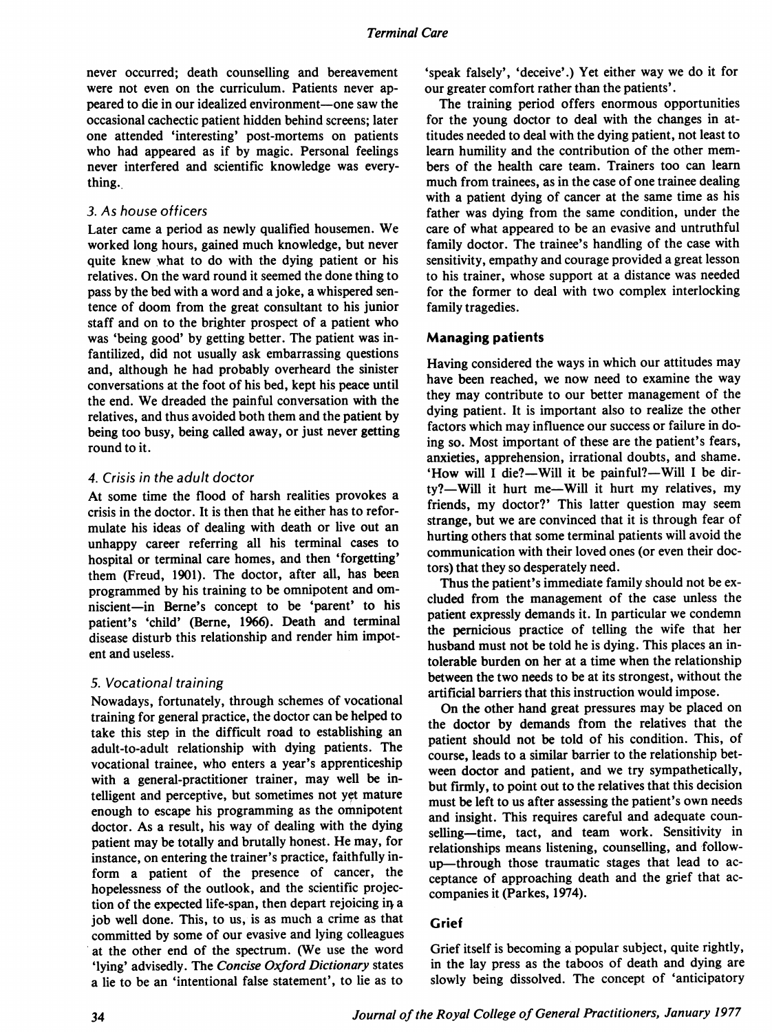never occurred; death counselling and bereavement were not even on the curriculum. Patients never appeared to die in our idealized environment—one saw the occasional cachectic patient hidden behind screens; later one attended 'interesting' post-mortems on patients who had appeared as if by magic. Personal feelings never interfered and scientific knowledge was everything.

### *3. As house officers*

Later came a period as newly qualified housemen. We worked long hours, gained much knowledge, but never quite knew what to do with the dying patient or his relatives. On the ward round it seemed the done thing to pass by the bed with a word and a joke, a whispered sentence of doom from the great consultant to his junior staff and on to the brighter prospect of a patient who was 'being good' by getting better. The patient was infantilized, did not usually ask embarrassing questions and, although he had probably overheard the sinister conversations at the foot of his bed, kept his peace until the end. We dreaded the painful conversation with the relatives, and thus avoided both them and the patient by being too busy, being called away, or just never getting round to it.

### *4. Crisis in the adult doctor*

At some time the flood of harsh realities provokes a crisis in the doctor. It is then that he either has to reformulate his ideas of dealing with death or live out an unhappy career referring all his terminal cases to hospital or terminal care homes, and then 'forgetting' them (Freud, 1901). The doctor, after all, has been programmed by his training to be omnipotent and omniscient—in Berne's concept to be 'parent' to his patient's 'child' (Berne, 1966). Death and terminal disease disturb this relationship and render him impotent and useless.

### *5. Vocational training*

Nowadays, fortunately, through schemes of vocational training for general practice, the doctor can be helped to take this step in the difficult road to establishing an adult-to-adult relationship with dying patients. The vocational trainee, who enters a year's apprenticeship with a general-practitioner trainer, may well be intelligent and perceptive, but sometimes not yet mature enough to escape his programming as the omnipotent doctor. As a result, his way of dealing with the dying patient may be totally and brutally honest. He may, for instance, on entering the trainer's practice, faithfully inform a patient of the presence of cancer, the hopelessness of the outlook, and the scientific projection of the expected life-span, then depart rejoicing in a job well done. This, to us, is as much a crime as that committed by some of our evasive and lying colleagues at the other end of the spectrum. (We use the word 'lying' advisedly. The *Concise Oxford Dictionary* states a lie to be an 'intentional false statement', to lie as to 'speak falsely', 'deceive'.) Yet either way we do it for our greater comfort rather than the patients'.

The training period offers enormous opportunities for the young doctor to deal with the changes in attitudes needed to deal with the dying patient, not least to learn humility and the contribution of the other members of the health care team. Trainers too can learn much from trainees, as in the case of one trainee dealing with a patient dying of cancer at the same time as his father was dying from the same condition, under the care of what appeared to be an evasive and untruthful family doctor. The trainee's handling of the case with sensitivity, empathy and courage provided a great lesson to his trainer, whose support at a distance was needed for the former to deal with two complex interlocking family tragedies.

## Managing patients

Having considered the ways in which our attitudes may have been reached, we now need to examine the way they may contribute to our better management of the dying patient. It is important also to realize the other factors which may influence our success or failure in doing so. Most important of these are the patient's fears, anxieties, apprehension, irrational doubts, and shame. 'How will I die?—Will it be painful?—Will I be dirty?—Will it hurt me—Will it hurt my relatives, my friends, my doctor?' This latter question may seem strange, but we are convinced that it is through fear of hurting others that some terminal patients will avoid the communication with their loved ones (or even their doctors) that they so desperately need.

Thus the patient's immediate family should not be excluded from the management of the case unless the patient expressly demands it. In particular we condemn the pernicious practice of telling the wife that her husband must not be told he is dying. This places an intolerable burden on her at a time when the relationship between the two needs to be at its strongest, without the artificial barriers that this instruction would impose.

On the other hand great pressures may be placed on the doctor by demands from the relatives that the patient should not be told of his condition. This, of course, leads to a similar barrier to the relationship between doctor and patient, and we try sympathetically, but firmly, to point out to the relatives that this decision must be left to us after assessing the patient's own needs and insight. This requires careful and adequate counselling—time, tact, and team work. Sensitivity in relationships means listening, counselling, and follow-up—through those traumatic stages that lead to acceptance of approaching death and the grief that accompanies it (Parkes, 1974).

## Grief

Grief itself is becoming a popular subject, quite rightly, in the lay press as the taboos of death and dying are slowly being dissolved. The concept of 'anticipatory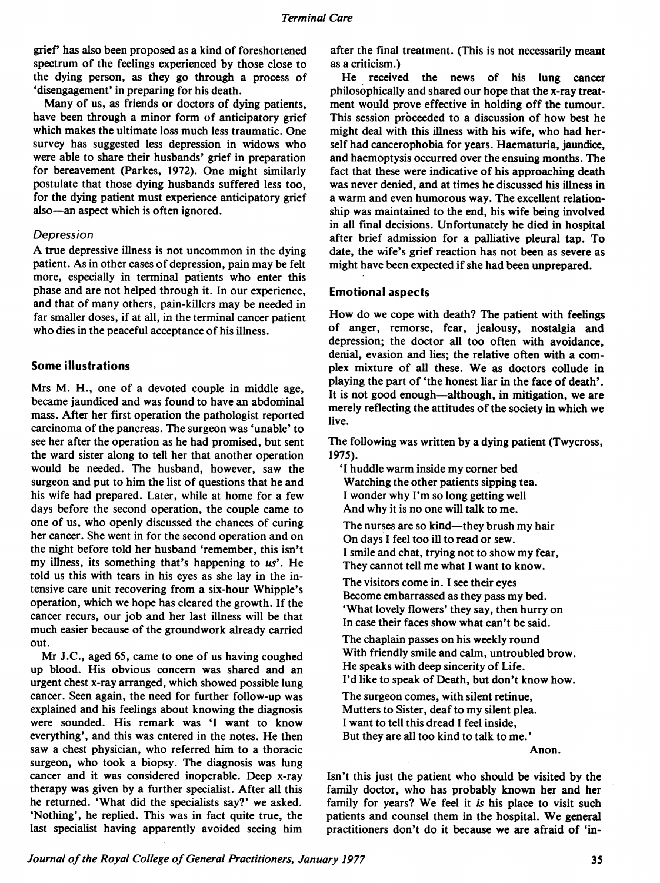grief' has also been proposed as a kind of foreshortened spectrum of the feelings experienced by those close to the dying person, as they go through a process of 'disengagement' in preparing for his death.

Many of us, as friends or doctors of dying patients, have been through a minor form of anticipatory grief which makes the ultimate loss much less traumatic. One survey has suggested less depression in widows who were able to share their husbands' grief in preparation for bereavement (Parkes, 1972). One might similarly postulate that those dying husbands suffered less too, for the dying patient must experience anticipatory grief also—an aspect which is often ignored.

### *Depression*

A true depressive illness is not uncommon in the dying patient. As in other cases of depression, pain may be felt more, especially in terminal patients who enter this phase and are not helped through it. In our experience, and that of many others, pain-killers may be needed in far smaller doses, if at all, in the terminal cancer patient who dies in the peaceful acceptance of his illness.

## Some illustrations

Mrs M. H., one of a devoted couple in middle age, became jaundiced and was found to have an abdominal mass. After her first operation the pathologist reported carcinoma of the pancreas. The surgeon was 'unable' to see her after the operation as he had promised, but sent the ward sister along to tell her that another operation would be needed. The husband, however, saw the surgeon and put to him the list of questions that he and his wife had prepared. Later, while at home for a few days before the second operation, the couple came to one of us, who openly discussed the chances of curing her cancer. She went in for the second operation and on the night before told her husband 'remember, this isn't my illness, its something that's happening to *us*'. He told us this with tears in his eyes as she lay in the intensive care unit recovering from a six-hour Whipple's operation, which we hope has cleared the growth. If the cancer recurs, our job and her last illness will be that much easier because of the groundwork already carried out.

Mr J.C., aged 65, came to one of us having coughed up blood. His obvious concern was shared and an urgent chest x-ray arranged, which showed possible lung cancer. Seen again, the need for further follow-up was explained and his feelings about knowing the diagnosis were sounded. His remark was 'I want to know everything', and this was entered in the notes. He then saw a chest physician, who referred him to a thoracic surgeon, who took a biopsy. The diagnosis was lung cancer and it was considered inoperable. Deep x-ray therapy was given by a further specialist. After all this he returned. 'What did the specialists say?' we asked. 'Nothing', he replied. This was in fact quite true, the last specialist having apparently avoided seeing him after the final treatment. (This is not necessarily meant as a criticism.)

He received the news of his lung cancer philosophically and shared our hope that the x-ray treatment would prove effective in holding off the tumour. This session proceeded to a discussion of how best he might deal with this illness with his wife, who had herself had cancerophobia for years. Haematuria, jaundice, and haemoptysis occurred over the ensuing months. The fact that these were indicative of his approaching death was never denied, and at times he discussed his illness in a warm and even humorous way. The excellent relationship was maintained to the end, his wife being involved in all final decisions. Unfortunately he died in hospital after brief admission for a palliative pleural tap. To date, the wife's grief reaction has not been as severe as might have been expected if she had been unprepared.

## Emotional aspects

How do we cope with death? The patient with feelings of anger, remorse, fear, jealousy, nostalgia and depression; the doctor all too often with avoidance, denial, evasion and lies; the relative often with a complex mixture of all these. We as doctors collude in playing the part of 'the honest liar in the face of death'. It is not good enough—although, in mitigation, we are merely reflecting the attitudes of the society in which we live.

The following was written by a dying patient (Twycross, 1975).

'I huddle warm inside my corner bed  
Watching the other patients sipping tea.  
I wonder why I'm so long getting well  
And why it is no one will talk to me.

The nurses are so kind—they brush my hair  
On days I feel too ill to read or sew.  
I smile and chat, trying not to show my fear,  
They cannot tell me what I want to know.

The visitors come in. I see their eyes  
Become embarrassed as they pass my bed.  
'What lovely flowers' they say, then hurry on  
In case their faces show what can't be said.

The chaplain passes on his weekly round  
With friendly smile and calm, untroubled brow.  
He speaks with deep sincerity of Life.  
I'd like to speak of Death, but don't know how.

The surgeon comes, with silent retinue,  
Mutters to Sister, deaf to my silent plea.  
I want to tell this dread I feel inside,  
But they are all too kind to talk to me.'

Anon.

Isn't this just the patient who should be visited by the family doctor, who has probably known her and her family for years? We feel it *is* his place to visit such patients and counsel them in the hospital. We general practitioners don't do it because we are afraid of 'in-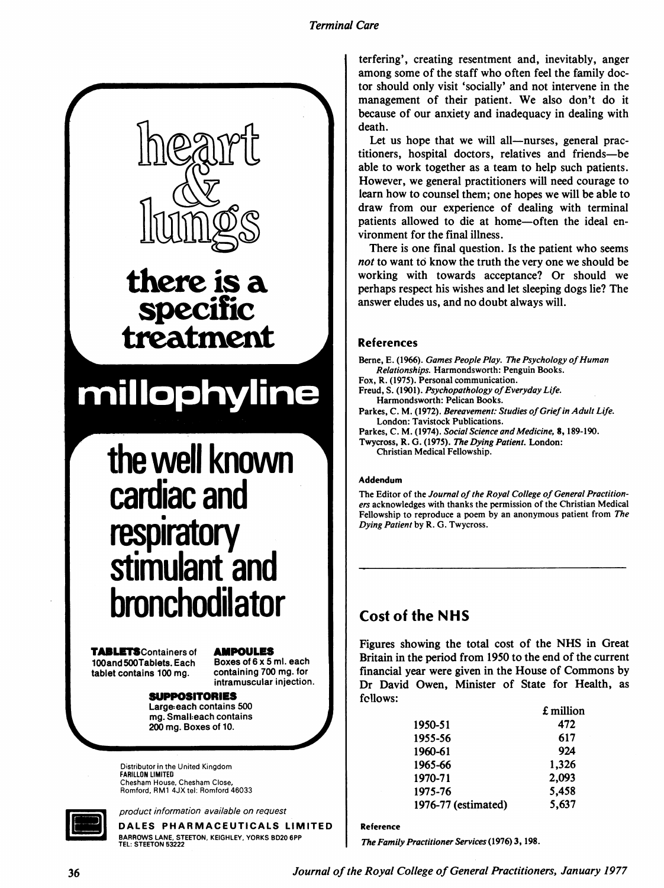heart & lungs

**there is a specific treatment**

**millophyline**

**the well known cardiac and respiratory stimulant and bronchodilator**

**TABLETS** Containers of 100 and 500 Tablets. Each tablet contains 100 mg.

**AMPOULES** Boxes of 6 x 5 ml. each containing 700 mg. for intramuscular injection.

**SUPPOSITORIES** Large-each contains 500 mg. Small-each contains 200 mg. Boxes of 10.

Distributor in the United Kingdom
FARILLON LIMITED
Chesham House, Chesham Close,
Romford, RM1 4JX tel: Romford 46033

*product information available on request*

DALES PHARMACEUTICALS LIMITED
BARROWS LANE, STEETON, KEIGHLEY, YORKS BD20 6PP
TEL: STEETON 53222

terfering', creating resentment and, inevitably, anger among some of the staff who often feel the family doctor should only visit 'socially' and not intervene in the management of their patient. We also don't do it because of our anxiety and inadequacy in dealing with death.

Let us hope that we will all—nurses, general practitioners, hospital doctors, relatives and friends—be able to work together as a team to help such patients. However, we general practitioners will need courage to learn how to counsel them; one hopes we will be able to draw from our experience of dealing with terminal patients allowed to die at home—often the ideal environment for the final illness.

There is one final question. Is the patient who seems *not* to want to know the truth the very one we should be working with towards acceptance? Or should we perhaps respect his wishes and let sleeping dogs lie? The answer eludes us, and no doubt always will.

### References

Berne, E. (1966). *Games People Play. The Psychology of Human Relationships.* Harmondsworth: Penguin Books.
Fox, R. (1975). Personal communication.
Freud, S. (1901). *Psychopathology of Everyday Life.* Harmondsworth: Pelican Books.
Parkes, C. M. (1972). *Bereavement: Studies of Grief in Adult Life.* London: Tavistock Publications.
Parkes, C. M. (1974). *Social Science and Medicine*, **8**, 189-190.
Twycross, R. G. (1975). *The Dying Patient.* London: Christian Medical Fellowship.

#### Addendum

The Editor of the *Journal of the Royal College of General Practitioners* acknowledges with thanks the permission of the Christian Medical Fellowship to reproduce a poem by an anonymous patient from *The Dying Patient* by R. G. Twycross.

## Cost of the NHS

Figures showing the total cost of the NHS in Great Britain in the period from 1950 to the end of the current financial year were given in the House of Commons by Dr David Owen, Minister of State for Health, as follows:

| | £ million |
|---|---|
| 1950-51 | 472 |
| 1955-56 | 617 |
| 1960-61 | 924 |
| 1965-66 | 1,326 |
| 1970-71 | 2,093 |
| 1975-76 | 5,458 |
| 1976-77 (estimated) | 5,637 |

#### Reference

*The Family Practitioner Services* (1976) **3**, 198.